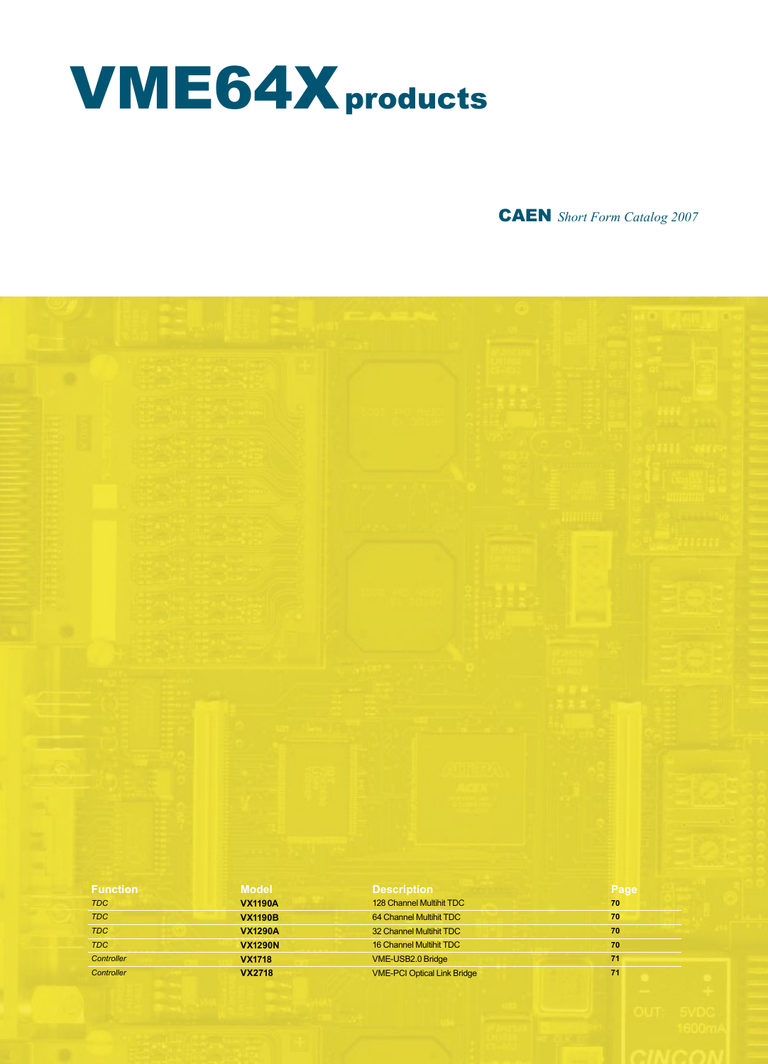# VME64X products

**CAEN** *Short Form Catalog 2007*

| Function | Model | Description | Page |
|---|---|---|---|
| *TDC* | **VX1190A** | 128 Channel Multihit TDC | 70 |
| *TDC* | **VX1190B** | 64 Channel Multihit TDC | 70 |
| *TDC* | **VX1290A** | 32 Channel Multihit TDC | 70 |
| *TDC* | **VX1290N** | 16 Channel Multihit TDC | 70 |
| *Controller* | **VX1718** | VME-USB2.0 Bridge | 71 |
| *Controller* | **VX2718** | VME-PCI Optical Link Bridge | 71 |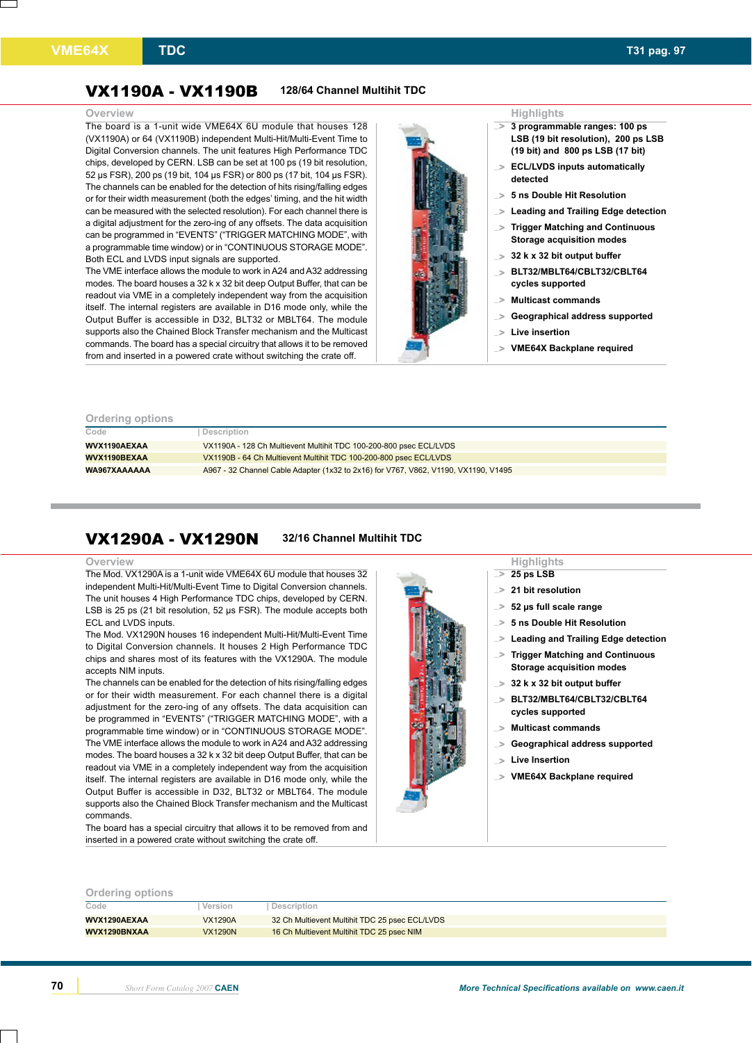## VX1190A - VX1190B

### 128/64 Channel Multihit TDC

#### Overview

The board is a 1-unit wide VME64X 6U module that houses 128 (VX1190A) or 64 (VX1190B) independent Multi-Hit/Multi-Event Time to Digital Conversion channels. The unit features High Performance TDC chips, developed by CERN. LSB can be set at 100 ps (19 bit resolution, 52 µs FSR), 200 ps (19 bit, 104 µs FSR) or 800 ps (17 bit, 104 µs FSR). The channels can be enabled for the detection of hits rising/falling edges or for their width measurement (both the edges' timing, and the hit width can be measured with the selected resolution). For each channel there is a digital adjustment for the zero-ing of any offsets. The data acquisition can be programmed in "EVENTS" ("TRIGGER MATCHING MODE", with a programmable time window) or in "CONTINUOUS STORAGE MODE". Both ECL and LVDS input signals are supported.
The VME interface allows the module to work in A24 and A32 addressing modes. The board houses a 32 k x 32 bit deep Output Buffer, that can be readout via VME in a completely independent way from the acquisition itself. The internal registers are available in D16 mode only, while the Output Buffer is accessible in D32, BLT32 or MBLT64. The module supports also the Chained Block Transfer mechanism and the Multicast commands. The board has a special circuitry that allows it to be removed from and inserted in a powered crate without switching the crate off.

#### Highlights

- 3 programmable ranges: 100 ps LSB (19 bit resolution), 200 ps LSB (19 bit) and 800 ps LSB (17 bit)
- ECL/LVDS inputs automatically detected
- 5 ns Double Hit Resolution
- Leading and Trailing Edge detection
- Trigger Matching and Continuous Storage acquisition modes
- 32 k x 32 bit output buffer
- BLT32/MBLT64/CBLT32/CBLT64 cycles supported
- Multicast commands
- Geographical address supported
- Live insertion
- VME64X Backplane required

#### Ordering options

| Code | Description |
|---|---|
| **WVX1190AEXAA** | VX1190A - 128 Ch Multievent Multihit TDC 100-200-800 psec ECL/LVDS |
| **WVX1190BEXAA** | VX1190B - 64 Ch Multievent Multihit TDC 100-200-800 psec ECL/LVDS |
| **WA967XAAAAAA** | A967 - 32 Channel Cable Adapter (1x32 to 2x16) for V767, V862, V1190, VX1190, V1495 |

## VX1290A - VX1290N

### 32/16 Channel Multihit TDC

#### Overview

The Mod. VX1290A is a 1-unit wide VME64X 6U module that houses 32 independent Multi-Hit/Multi-Event Time to Digital Conversion channels. The unit houses 4 High Performance TDC chips, developed by CERN. LSB is 25 ps (21 bit resolution, 52 µs FSR). The module accepts both ECL and LVDS inputs.
The Mod. VX1290N houses 16 independent Multi-Hit/Multi-Event Time to Digital Conversion channels. It houses 2 High Performance TDC chips and shares most of its features with the VX1290A. The module accepts NIM inputs.
The channels can be enabled for the detection of hits rising/falling edges or for their width measurement. For each channel there is a digital adjustment for the zero-ing of any offsets. The data acquisition can be programmed in "EVENTS" ("TRIGGER MATCHING MODE", with a programmable time window) or in "CONTINUOUS STORAGE MODE". The VME interface allows the module to work in A24 and A32 addressing modes. The board houses a 32 k x 32 bit deep Output Buffer, that can be readout via VME in a completely independent way from the acquisition itself. The internal registers are available in D16 mode only, while the Output Buffer is accessible in D32, BLT32 or MBLT64. The module supports also the Chained Block Transfer mechanism and the Multicast commands.
The board has a special circuitry that allows it to be removed from and inserted in a powered crate without switching the crate off.

#### Highlights

- 25 ps LSB
- 21 bit resolution
- 52 µs full scale range
- 5 ns Double Hit Resolution
- Leading and Trailing Edge detection
- Trigger Matching and Continuous Storage acquisition modes
- 32 k x 32 bit output buffer
- BLT32/MBLT64/CBLT32/CBLT64 cycles supported
- Multicast commands
- Geographical address supported
- Live Insertion
- VME64X Backplane required

#### Ordering options

| Code | Version | Description |
|---|---|---|
| **WVX1290AEXAA** | VX1290A | 32 Ch Multievent Multihit TDC 25 psec ECL/LVDS |
| **WVX1290BNXAA** | VX1290N | 16 Ch Multievent Multihit TDC 25 psec NIM |

More Technical Specifications available on www.caen.it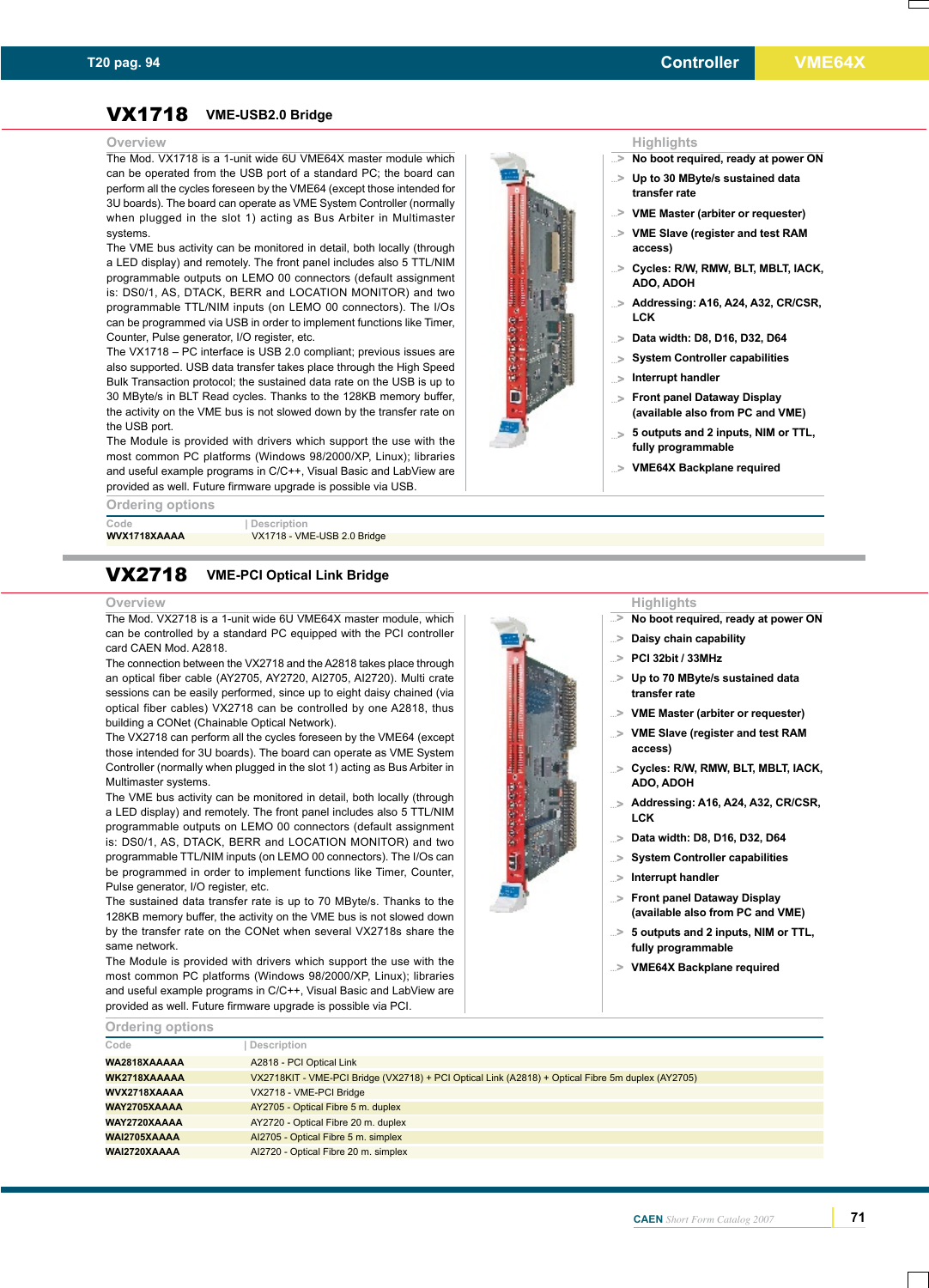# VX1718 VME-USB2.0 Bridge

## Overview

The Mod. VX1718 is a 1-unit wide 6U VME64X master module which can be operated from the USB port of a standard PC; the board can perform all the cycles foreseen by the VME64 (except those intended for 3U boards). The board can operate as VME System Controller (normally when plugged in the slot 1) acting as Bus Arbiter in Multimaster systems.

The VME bus activity can be monitored in detail, both locally (through a LED display) and remotely. The front panel includes also 5 TTL/NIM programmable outputs on LEMO 00 connectors (default assignment is: DS0/1, AS, DTACK, BERR and LOCATION MONITOR) and two programmable TTL/NIM inputs (on LEMO 00 connectors). The I/Os can be programmed via USB in order to implement functions like Timer, Counter, Pulse generator, I/O register, etc.

The VX1718 – PC interface is USB 2.0 compliant; previous issues are also supported. USB data transfer takes place through the High Speed Bulk Transaction protocol; the sustained data rate on the USB is up to 30 MByte/s in BLT Read cycles. Thanks to the 128KB memory buffer, the activity on the VME bus is not slowed down by the transfer rate on the USB port.

The Module is provided with drivers which support the use with the most common PC platforms (Windows 98/2000/XP, Linux); libraries and useful example programs in C/C++, Visual Basic and LabView are provided as well. Future firmware upgrade is possible via USB.

## Highlights

- No boot required, ready at power ON
- Up to 30 MByte/s sustained data transfer rate
- VME Master (arbiter or requester)
- VME Slave (register and test RAM access)
- Cycles: R/W, RMW, BLT, MBLT, IACK, ADO, ADOH
- Addressing: A16, A24, A32, CR/CSR, LCK
- Data width: D8, D16, D32, D64
- System Controller capabilities
- Interrupt handler
- Front panel Dataway Display (available also from PC and VME)
- 5 outputs and 2 inputs, NIM or TTL, fully programmable
- VME64X Backplane required

## Ordering options

| Code | Description |
|---|---|
| WVX1718XAAAA | VX1718 - VME-USB 2.0 Bridge |

# VX2718 VME-PCI Optical Link Bridge

## Overview

The Mod. VX2718 is a 1-unit wide 6U VME64X master module, which can be controlled by a standard PC equipped with the PCI controller card CAEN Mod. A2818.

The connection between the VX2718 and the A2818 takes place through an optical fiber cable (AY2705, AY2720, AI2705, AI2720). Multi crate sessions can be easily performed, since up to eight daisy chained (via optical fiber cables) VX2718 can be controlled by one A2818, thus building a CONet (Chainable Optical Network).

The VX2718 can perform all the cycles foreseen by the VME64 (except those intended for 3U boards). The board can operate as VME System Controller (normally when plugged in the slot 1) acting as Bus Arbiter in Multimaster systems.

The VME bus activity can be monitored in detail, both locally (through a LED display) and remotely. The front panel includes also 5 TTL/NIM programmable outputs on LEMO 00 connectors (default assignment is: DS0/1, AS, DTACK, BERR and LOCATION MONITOR) and two programmable TTL/NIM inputs (on LEMO 00 connectors). The I/Os can be programmed in order to implement functions like Timer, Counter, Pulse generator, I/O register, etc.

The sustained data transfer rate is up to 70 MByte/s. Thanks to the 128KB memory buffer, the activity on the VME bus is not slowed down by the transfer rate on the CONet when several VX2718s share the same network.

The Module is provided with drivers which support the use with the most common PC platforms (Windows 98/2000/XP, Linux); libraries and useful example programs in C/C++, Visual Basic and LabView are provided as well. Future firmware upgrade is possible via PCI.

## Highlights

- No boot required, ready at power ON
- Daisy chain capability
- PCI 32bit / 33MHz
- Up to 70 MByte/s sustained data transfer rate
- VME Master (arbiter or requester)
- VME Slave (register and test RAM access)
- Cycles: R/W, RMW, BLT, MBLT, IACK, ADO, ADOH
- Addressing: A16, A24, A32, CR/CSR, LCK
- Data width: D8, D16, D32, D64
- System Controller capabilities
- Interrupt handler
- Front panel Dataway Display (available also from PC and VME)
- 5 outputs and 2 inputs, NIM or TTL, fully programmable
- VME64X Backplane required

## Ordering options

| Code | Description |
|---|---|
| WA2818XAAAAA | A2818 - PCI Optical Link |
| WK2718XAAAAA | VX2718KIT - VME-PCI Bridge (VX2718) + PCI Optical Link (A2818) + Optical Fibre 5m duplex (AY2705) |
| WVX2718XAAAA | VX2718 - VME-PCI Bridge |
| WAY2705XAAAA | AY2705 - Optical Fibre 5 m. duplex |
| WAY2720XAAAA | AY2720 - Optical Fibre 20 m. duplex |
| WAI2705XAAAA | AI2705 - Optical Fibre 5 m. simplex |
| WAI2720XAAAA | AI2720 - Optical Fibre 20 m. simplex |